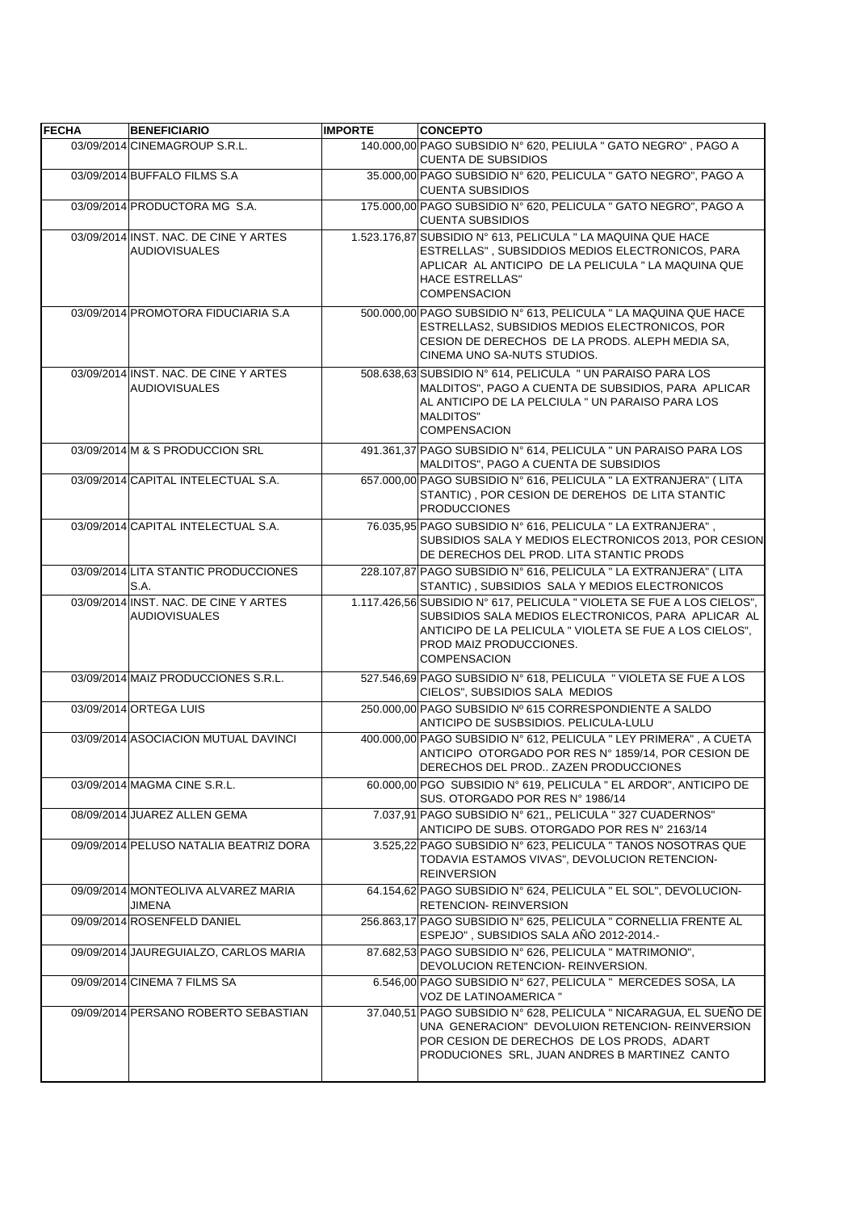| FECHA | BENEFICIARIO | IMPORTE | CONCEPTO |
|---|---|---|---|
| 03/09/2014 | CINEMAGROUP S.R.L. | 140.000,00 | PAGO SUBSIDIO N° 620, PELIULA " GATO NEGRO" , PAGO A CUENTA DE SUBSIDIOS |
| 03/09/2014 | BUFFALO FILMS S.A | 35.000,00 | PAGO SUBSIDIO N° 620, PELICULA " GATO NEGRO", PAGO A CUENTA SUBSIDIOS |
| 03/09/2014 | PRODUCTORA MG S.A. | 175.000,00 | PAGO SUBSIDIO N° 620, PELICULA " GATO NEGRO", PAGO A CUENTA SUBSIDIOS |
| 03/09/2014 | INST. NAC. DE CINE Y ARTES AUDIOVISUALES | 1.523.176,87 | SUBSIDIO N° 613, PELICULA " LA MAQUINA QUE HACE ESTRELLAS" , SUBSIDDIOS MEDIOS ELECTRONICOS, PARA APLICAR AL ANTICIPO DE LA PELICULA " LA MAQUINA QUE HACE ESTRELLAS" COMPENSACION |
| 03/09/2014 | PROMOTORA FIDUCIARIA S.A | 500.000,00 | PAGO SUBSIDIO N° 613, PELICULA " LA MAQUINA QUE HACE ESTRELLAS2, SUBSIDIOS MEDIOS ELECTRONICOS, POR CESION DE DERECHOS DE LA PRODS. ALEPH MEDIA SA, CINEMA UNO SA-NUTS STUDIOS. |
| 03/09/2014 | INST. NAC. DE CINE Y ARTES AUDIOVISUALES | 508.638,63 | SUBSIDIO N° 614, PELICULA " UN PARAISO PARA LOS MALDITOS", PAGO A CUENTA DE SUBSIDIOS, PARA APLICAR AL ANTICIPO DE LA PELCIULA " UN PARAISO PARA LOS MALDITOS" COMPENSACION |
| 03/09/2014 | M & S PRODUCCION SRL | 491.361,37 | PAGO SUBSIDIO N° 614, PELICULA " UN PARAISO PARA LOS MALDITOS", PAGO A CUENTA DE SUBSIDIOS |
| 03/09/2014 | CAPITAL INTELECTUAL S.A. | 657.000,00 | PAGO SUBSIDIO N° 616, PELICULA " LA EXTRANJERA" ( LITA STANTIC) , POR CESION DE DEREHOS DE LITA STANTIC PRODUCCIONES |
| 03/09/2014 | CAPITAL INTELECTUAL S.A. | 76.035,95 | PAGO SUBSIDIO N° 616, PELICULA " LA EXTRANJERA" , SUBSIDIOS SALA Y MEDIOS ELECTRONICOS 2013, POR CESION DE DERECHOS DEL PROD. LITA STANTIC PRODS |
| 03/09/2014 | LITA STANTIC PRODUCCIONES S.A. | 228.107,87 | PAGO SUBSIDIO N° 616, PELICULA " LA EXTRANJERA" ( LITA STANTIC) , SUBSIDIOS SALA Y MEDIOS ELECTRONICOS |
| 03/09/2014 | INST. NAC. DE CINE Y ARTES AUDIOVISUALES | 1.117.426,56 | SUBSIDIO N° 617, PELICULA " VIOLETA SE FUE A LOS CIELOS", SUBSIDIOS SALA MEDIOS ELECTRONICOS, PARA APLICAR AL ANTICIPO DE LA PELICULA " VIOLETA SE FUE A LOS CIELOS", PROD MAIZ PRODUCCIONES. COMPENSACION |
| 03/09/2014 | MAIZ PRODUCCIONES S.R.L. | 527.546,69 | PAGO SUBSIDIO N° 618, PELICULA " VIOLETA SE FUE A LOS CIELOS", SUBSIDIOS SALA MEDIOS |
| 03/09/2014 | ORTEGA LUIS | 250.000,00 | PAGO SUBSIDIO Nº 615 CORRESPONDIENTE A SALDO ANTICIPO DE SUSBSIDIOS. PELICULA-LULU |
| 03/09/2014 | ASOCIACION MUTUAL DAVINCI | 400.000,00 | PAGO SUBSIDIO N° 612, PELICULA " LEY PRIMERA" , A CUETA ANTICIPO OTORGADO POR RES N° 1859/14, POR CESION DE DERECHOS DEL PROD.. ZAZEN PRODUCCIONES |
| 03/09/2014 | MAGMA CINE S.R.L. | 60.000,00 | PGO SUBSIDIO N° 619, PELICULA " EL ARDOR", ANTICIPO DE SUS. OTORGADO POR RES N° 1986/14 |
| 08/09/2014 | JUAREZ ALLEN GEMA | 7.037,91 | PAGO SUBSIDIO N° 621,, PELICULA " 327 CUADERNOS" ANTICIPO DE SUBS. OTORGADO POR RES N° 2163/14 |
| 09/09/2014 | PELUSO NATALIA BEATRIZ DORA | 3.525,22 | PAGO SUBSIDIO N° 623, PELICULA " TANOS NOSOTRAS QUE TODAVIA ESTAMOS VIVAS", DEVOLUCION RETENCION-REINVERSION |
| 09/09/2014 | MONTEOLIVA ALVAREZ MARIA JIMENA | 64.154,62 | PAGO SUBSIDIO N° 624, PELICULA " EL SOL", DEVOLUCION-RETENCION- REINVERSION |
| 09/09/2014 | ROSENFELD DANIEL | 256.863,17 | PAGO SUBSIDIO N° 625, PELICULA " CORNELLIA FRENTE AL ESPEJO" , SUBSIDIOS SALA AÑO 2012-2014.- |
| 09/09/2014 | JAUREGUIALZO, CARLOS MARIA | 87.682,53 | PAGO SUBSIDIO N° 626, PELICULA " MATRIMONIO", DEVOLUCION RETENCION- REINVERSION. |
| 09/09/2014 | CINEMA 7 FILMS SA | 6.546,00 | PAGO SUBSIDIO N° 627, PELICULA " MERCEDES SOSA, LA VOZ DE LATINOAMERICA " |
| 09/09/2014 | PERSANO ROBERTO SEBASTIAN | 37.040,51 | PAGO SUBSIDIO N° 628, PELICULA " NICARAGUA, EL SUEÑO DE UNA GENERACION" DEVOLUION RETENCION- REINVERSION POR CESION DE DERECHOS DE LOS PRODS, ADART PRODUCIONES SRL, JUAN ANDRES B MARTINEZ CANTO |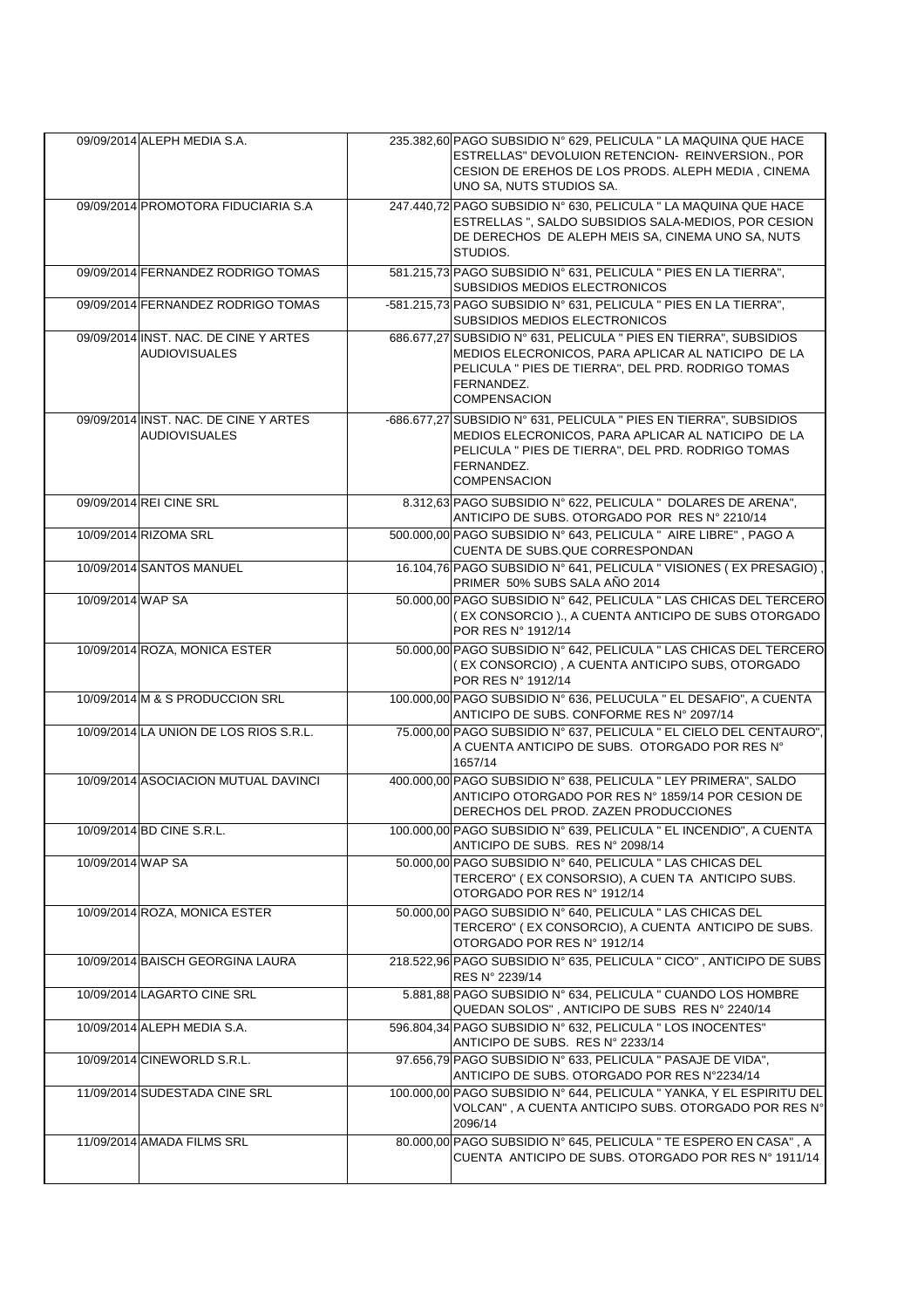| | | | |
|---|---|---|---|
| 09/09/2014 | ALEPH MEDIA S.A. | 235.382,60 | PAGO SUBSIDIO N° 629, PELICULA " LA MAQUINA QUE HACE ESTRELLAS" DEVOLUION RETENCION- REINVERSION., POR CESION DE EREHOS DE LOS PRODS. ALEPH MEDIA , CINEMA UNO SA, NUTS STUDIOS SA. |
| 09/09/2014 | PROMOTORA FIDUCIARIA S.A | 247.440,72 | PAGO SUBSIDIO N° 630, PELICULA " LA MAQUINA QUE HACE ESTRELLAS ", SALDO SUBSIDIOS SALA-MEDIOS, POR CESION DE DERECHOS DE ALEPH MEIS SA, CINEMA UNO SA, NUTS STUDIOS. |
| 09/09/2014 | FERNANDEZ RODRIGO TOMAS | 581.215,73 | PAGO SUBSIDIO N° 631, PELICULA " PIES EN LA TIERRA", SUBSIDIOS MEDIOS ELECTRONICOS |
| 09/09/2014 | FERNANDEZ RODRIGO TOMAS | -581.215,73 | PAGO SUBSIDIO N° 631, PELICULA " PIES EN LA TIERRA", SUBSIDIOS MEDIOS ELECTRONICOS |
| 09/09/2014 | INST. NAC. DE CINE Y ARTES AUDIOVISUALES | 686.677,27 | SUBSIDIO N° 631, PELICULA " PIES EN TIERRA", SUBSIDIOS MEDIOS ELECRONICOS, PARA APLICAR AL NATICIPO DE LA PELICULA " PIES DE TIERRA", DEL PRD. RODRIGO TOMAS FERNANDEZ. COMPENSACION |
| 09/09/2014 | INST. NAC. DE CINE Y ARTES AUDIOVISUALES | -686.677,27 | SUBSIDIO N° 631, PELICULA " PIES EN TIERRA", SUBSIDIOS MEDIOS ELECRONICOS, PARA APLICAR AL NATICIPO DE LA PELICULA " PIES DE TIERRA", DEL PRD. RODRIGO TOMAS FERNANDEZ. COMPENSACION |
| 09/09/2014 | REI CINE SRL | 8.312,63 | PAGO SUBSIDIO N° 622, PELICULA " DOLARES DE ARENA", ANTICIPO DE SUBS. OTORGADO POR RES N° 2210/14 |
| 10/09/2014 | RIZOMA SRL | 500.000,00 | PAGO SUBSIDIO N° 643, PELICULA " AIRE LIBRE" , PAGO A CUENTA DE SUBS.QUE CORRESPONDAN |
| 10/09/2014 | SANTOS MANUEL | 16.104,76 | PAGO SUBSIDIO N° 641, PELICULA " VISIONES ( EX PRESAGIO) , PRIMER 50% SUBS SALA AÑO 2014 |
| 10/09/2014 | WAP SA | 50.000,00 | PAGO SUBSIDIO N° 642, PELICULA " LAS CHICAS DEL TERCERO ( EX CONSORCIO )., A CUENTA ANTICIPO DE SUBS OTORGADO POR RES N° 1912/14 |
| 10/09/2014 | ROZA, MONICA ESTER | 50.000,00 | PAGO SUBSIDIO N° 642, PELICULA " LAS CHICAS DEL TERCERO ( EX CONSORCIO) , A CUENTA ANTICIPO SUBS, OTORGADO POR RES N° 1912/14 |
| 10/09/2014 | M & S PRODUCCION SRL | 100.000,00 | PAGO SUBSIDIO N° 636, PELUCULA " EL DESAFIO", A CUENTA ANTICIPO DE SUBS. CONFORME RES N° 2097/14 |
| 10/09/2014 | LA UNION DE LOS RIOS S.R.L. | 75.000,00 | PAGO SUBSIDIO N° 637, PELICULA " EL CIELO DEL CENTAURO", A CUENTA ANTICIPO DE SUBS. OTORGADO POR RES N° 1657/14 |
| 10/09/2014 | ASOCIACION MUTUAL DAVINCI | 400.000,00 | PAGO SUBSIDIO N° 638, PELICULA " LEY PRIMERA", SALDO ANTICIPO OTORGADO POR RES N° 1859/14 POR CESION DE DERECHOS DEL PROD. ZAZEN PRODUCCIONES |
| 10/09/2014 | BD CINE S.R.L. | 100.000,00 | PAGO SUBSIDIO N° 639, PELICULA " EL INCENDIO", A CUENTA ANTICIPO DE SUBS. RES N° 2098/14 |
| 10/09/2014 | WAP SA | 50.000,00 | PAGO SUBSIDIO N° 640, PELICULA " LAS CHICAS DEL TERCERO" ( EX CONSORSIO), A CUEN TA ANTICIPO SUBS. OTORGADO POR RES N° 1912/14 |
| 10/09/2014 | ROZA, MONICA ESTER | 50.000,00 | PAGO SUBSIDIO N° 640, PELICULA " LAS CHICAS DEL TERCERO" ( EX CONSORCIO), A CUENTA ANTICIPO DE SUBS. OTORGADO POR RES N° 1912/14 |
| 10/09/2014 | BAISCH GEORGINA LAURA | 218.522,96 | PAGO SUBSIDIO N° 635, PELICULA " CICO" , ANTICIPO DE SUBS RES N° 2239/14 |
| 10/09/2014 | LAGARTO CINE SRL | 5.881,88 | PAGO SUBSIDIO N° 634, PELICULA " CUANDO LOS HOMBRE QUEDAN SOLOS" , ANTICIPO DE SUBS RES N° 2240/14 |
| 10/09/2014 | ALEPH MEDIA S.A. | 596.804,34 | PAGO SUBSIDIO N° 632, PELICULA " LOS INOCENTES" ANTICIPO DE SUBS. RES N° 2233/14 |
| 10/09/2014 | CINEWORLD S.R.L. | 97.656,79 | PAGO SUBSIDIO N° 633, PELICULA " PASAJE DE VIDA", ANTICIPO DE SUBS. OTORGADO POR RES N°2234/14 |
| 11/09/2014 | SUDESTADA CINE SRL | 100.000,00 | PAGO SUBSIDIO N° 644, PELICULA " YANKA, Y EL ESPIRITU DEL VOLCAN" , A CUENTA ANTICIPO SUBS. OTORGADO POR RES N° 2096/14 |
| 11/09/2014 | AMADA FILMS SRL | 80.000,00 | PAGO SUBSIDIO N° 645, PELICULA " TE ESPERO EN CASA" , A CUENTA ANTICIPO DE SUBS. OTORGADO POR RES N° 1911/14 |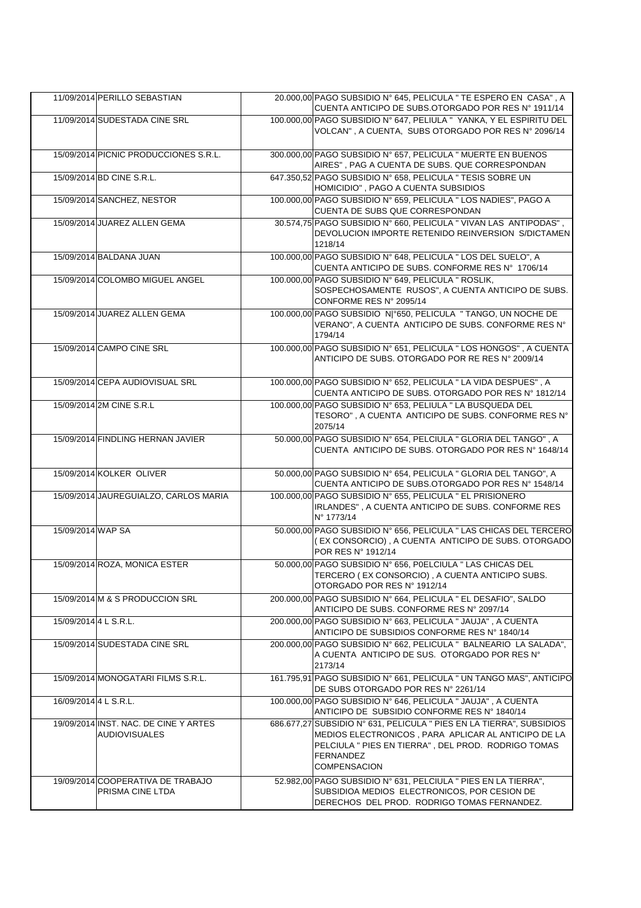| | | | | |
|---|---|---|---|---|
| 11/09/2014 | PERILLO SEBASTIAN | | 20.000,00 | PAGO SUBSIDIO N° 645, PELICULA " TE ESPERO EN CASA" , A CUENTA ANTICIPO DE SUBS.OTORGADO POR RES N° 1911/14 |
| 11/09/2014 | SUDESTADA CINE SRL | | 100.000,00 | PAGO SUBSIDIO N° 647, PELIULA " YANKA, Y EL ESPIRITU DEL VOLCAN" , A CUENTA, SUBS OTORGADO POR RES N° 2096/14 |
| 15/09/2014 | PICNIC PRODUCCIONES S.R.L. | | 300.000,00 | PAGO SUBSIDIO N° 657, PELICULA " MUERTE EN BUENOS AIRES" , PAG A CUENTA DE SUBS. QUE CORRESPONDAN |
| 15/09/2014 | BD CINE S.R.L. | | 647.350,52 | PAGO SUBSIDIO N° 658, PELICULA " TESIS SOBRE UN HOMICIDIO" , PAGO A CUENTA SUBSIDIOS |
| 15/09/2014 | SANCHEZ, NESTOR | | 100.000,00 | PAGO SUBSIDIO N° 659, PELICULA " LOS NADIES", PAGO A CUENTA DE SUBS QUE CORRESPONDAN |
| 15/09/2014 | JUAREZ ALLEN GEMA | | 30.574,75 | PAGO SUBSIDIO N° 660, PELICULA " VIVAN LAS ANTIPODAS" , DEVOLUCION IMPORTE RETENIDO REINVERSION S/DICTAMEN 1218/14 |
| 15/09/2014 | BALDANA JUAN | | 100.000,00 | PAGO SUBSIDIO N° 648, PELICULA " LOS DEL SUELO", A CUENTA ANTICIPO DE SUBS. CONFORME RES N° 1706/14 |
| 15/09/2014 | COLOMBO MIGUEL ANGEL | | 100.000,00 | PAGO SUBSIDIO N° 649, PELICULA " ROSLIK, SOSPECHOSAMENTE RUSOS", A CUENTA ANTICIPO DE SUBS. CONFORME RES N° 2095/14 |
| 15/09/2014 | JUAREZ ALLEN GEMA | | 100.000,00 | PAGO SUBSIDIO N\|°650, PELICULA " TANGO, UN NOCHE DE VERANO", A CUENTA ANTICIPO DE SUBS. CONFORME RES N° 1794/14 |
| 15/09/2014 | CAMPO CINE SRL | | 100.000,00 | PAGO SUBSIDIO N° 651, PELICULA " LOS HONGOS" , A CUENTA ANTICIPO DE SUBS. OTORGADO POR RE RES N° 2009/14 |
| 15/09/2014 | CEPA AUDIOVISUAL SRL | | 100.000,00 | PAGO SUBSIDIO N° 652, PELICULA " LA VIDA DESPUES" , A CUENTA ANTICIPO DE SUBS. OTORGADO POR RES N° 1812/14 |
| 15/09/2014 | 2M CINE S.R.L | | 100.000,00 | PAGO SUBSIDIO N° 653, PELIULA " LA BUSQUEDA DEL TESORO" , A CUENTA ANTICIPO DE SUBS. CONFORME RES N° 2075/14 |
| 15/09/2014 | FINDLING HERNAN JAVIER | | 50.000,00 | PAGO SUBSIDIO N° 654, PELCIULA " GLORIA DEL TANGO" , A CUENTA ANTICIPO DE SUBS. OTORGADO POR RES N° 1648/14 |
| 15/09/2014 | KOLKER OLIVER | | 50.000,00 | PAGO SUBSIDIO N° 654, PELICULA " GLORIA DEL TANGO", A CUENTA ANTICIPO DE SUBS.OTORGADO POR RES N° 1548/14 |
| 15/09/2014 | JAUREGUIALZO, CARLOS MARIA | | 100.000,00 | PAGO SUBSIDIO N° 655, PELICULA " EL PRISIONERO IRLANDES" , A CUENTA ANTICIPO DE SUBS. CONFORME RES N° 1773/14 |
| 15/09/2014 | WAP SA | | 50.000,00 | PAGO SUBSIDIO N° 656, PELICULA " LAS CHICAS DEL TERCERO ( EX CONSORCIO) , A CUENTA ANTICIPO DE SUBS. OTORGADO POR RES N° 1912/14 |
| 15/09/2014 | ROZA, MONICA ESTER | | 50.000,00 | PAGO SUBSIDIO N° 656, P0ELCIULA " LAS CHICAS DEL TERCERO ( EX CONSORCIO) , A CUENTA ANTICIPO SUBS. OTORGADO POR RES N° 1912/14 |
| 15/09/2014 | M & S PRODUCCION SRL | | 200.000,00 | PAGO SUBSIDIO N° 664, PELICULA " EL DESAFIO", SALDO ANTICIPO DE SUBS. CONFORME RES N° 2097/14 |
| 15/09/2014 | 4 L S.R.L. | | 200.000,00 | PAGO SUBSIDIO N° 663, PELICULA " JAUJA" , A CUENTA ANTICIPO DE SUBSIDIOS CONFORME RES N° 1840/14 |
| 15/09/2014 | SUDESTADA CINE SRL | | 200.000,00 | PAGO SUBSIDIO N° 662, PELICULA " BALNEARIO LA SALADA", A CUENTA ANTICIPO DE SUS. OTORGADO POR RES N° 2173/14 |
| 15/09/2014 | MONOGATARI FILMS S.R.L. | | 161.795,91 | PAGO SUBSIDIO N° 661, PELICULA " UN TANGO MAS", ANTICIPO DE SUBS OTORGADO POR RES N° 2261/14 |
| 16/09/2014 | 4 L S.R.L. | | 100.000,00 | PAGO SUBSIDIO N° 646, PELICULA " JAUJA" , A CUENTA ANTICIPO DE SUBSIDIO CONFORME RES N° 1840/14 |
| 19/09/2014 | INST. NAC. DE CINE Y ARTES AUDIOVISUALES | | 686.677,27 | SUBSIDIO N° 631, PELICULA " PIES EN LA TIERRA", SUBSIDIOS MEDIOS ELECTRONICOS , PARA APLICAR AL ANTICIPO DE LA PELCIULA " PIES EN TIERRA" , DEL PROD. RODRIGO TOMAS FERNANDEZ COMPENSACION |
| 19/09/2014 | COOPERATIVA DE TRABAJO PRISMA CINE LTDA | | 52.982,00 | PAGO SUBSIDIO N° 631, PELCIULA " PIES EN LA TIERRA", SUBSIDIOA MEDIOS ELECTRONICOS, POR CESION DE DERECHOS DEL PROD. RODRIGO TOMAS FERNANDEZ. |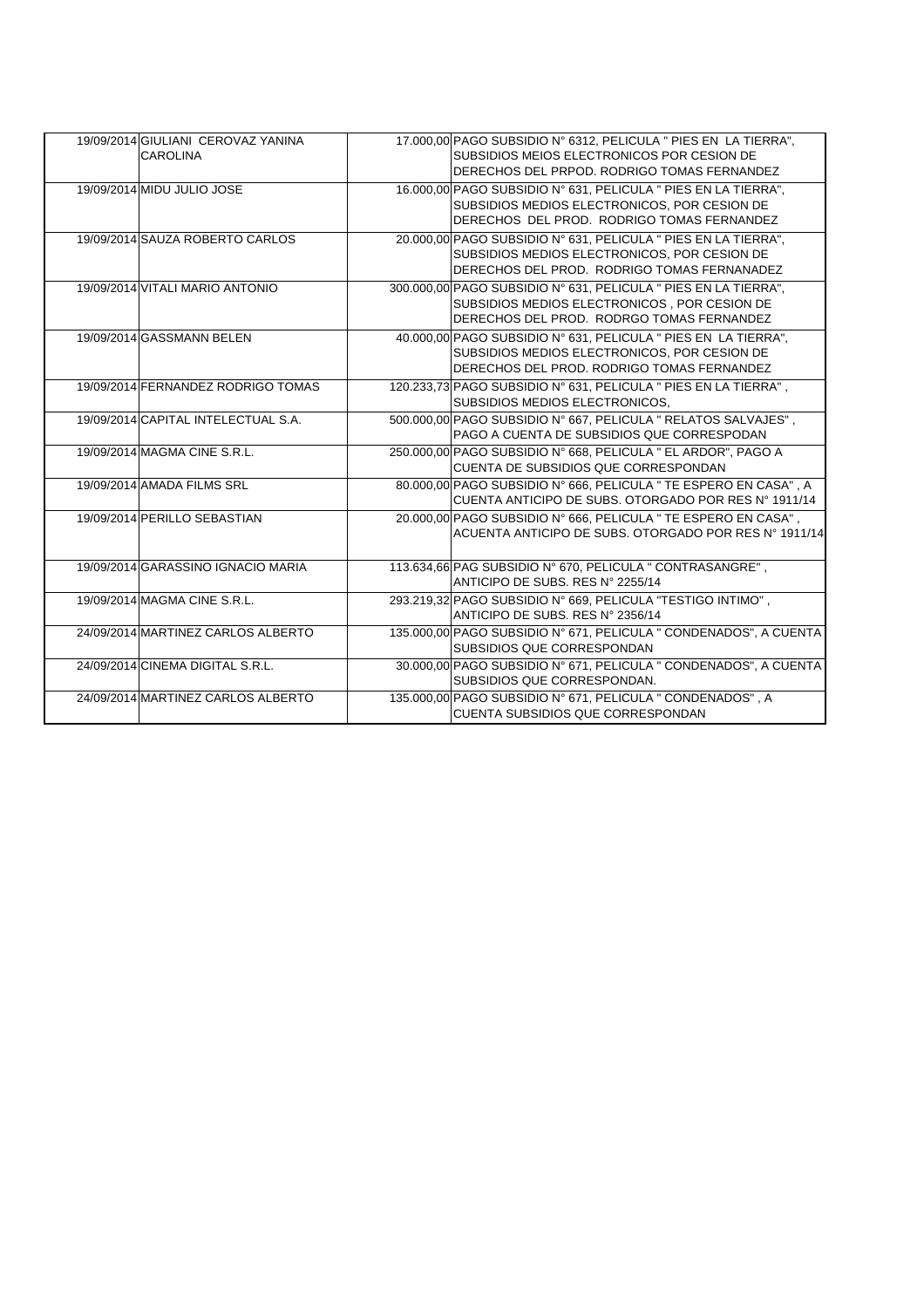| | | | | |
|---|---|---|---|---|
| 19/09/2014 | GIULIANI CEROVAZ YANINA CAROLINA | | 17.000,00 | PAGO SUBSIDIO N° 6312, PELICULA " PIES EN LA TIERRA", SUBSIDIOS MEIOS ELECTRONICOS POR CESION DE DERECHOS DEL PRPOD. RODRIGO TOMAS FERNANDEZ |
| 19/09/2014 | MIDU JULIO JOSE | | 16.000,00 | PAGO SUBSIDIO N° 631, PELICULA " PIES EN LA TIERRA", SUBSIDIOS MEDIOS ELECTRONICOS, POR CESION DE DERECHOS DEL PROD. RODRIGO TOMAS FERNANDEZ |
| 19/09/2014 | SAUZA ROBERTO CARLOS | | 20.000,00 | PAGO SUBSIDIO N° 631, PELICULA " PIES EN LA TIERRA", SUBSIDIOS MEDIOS ELECTRONICOS, POR CESION DE DERECHOS DEL PROD. RODRIGO TOMAS FERNANADEZ |
| 19/09/2014 | VITALI MARIO ANTONIO | | 300.000,00 | PAGO SUBSIDIO N° 631, PELICULA " PIES EN LA TIERRA", SUBSIDIOS MEDIOS ELECTRONICOS , POR CESION DE DERECHOS DEL PROD. RODRGO TOMAS FERNANDEZ |
| 19/09/2014 | GASSMANN BELEN | | 40.000,00 | PAGO SUBSIDIO N° 631, PELICULA " PIES EN LA TIERRA", SUBSIDIOS MEDIOS ELECTRONICOS, POR CESION DE DERECHOS DEL PROD. RODRIGO TOMAS FERNANDEZ |
| 19/09/2014 | FERNANDEZ RODRIGO TOMAS | | 120.233,73 | PAGO SUBSIDIO N° 631, PELICULA " PIES EN LA TIERRA" , SUBSIDIOS MEDIOS ELECTRONICOS, |
| 19/09/2014 | CAPITAL INTELECTUAL S.A. | | 500.000,00 | PAGO SUBSIDIO N° 667, PELICULA " RELATOS SALVAJES" , PAGO A CUENTA DE SUBSIDIOS QUE CORRESPODAN |
| 19/09/2014 | MAGMA CINE S.R.L. | | 250.000,00 | PAGO SUBSIDIO N° 668, PELICULA " EL ARDOR", PAGO A CUENTA DE SUBSIDIOS QUE CORRESPONDAN |
| 19/09/2014 | AMADA FILMS SRL | | 80.000,00 | PAGO SUBSIDIO N° 666, PELICULA " TE ESPERO EN CASA" , A CUENTA ANTICIPO DE SUBS. OTORGADO POR RES N° 1911/14 |
| 19/09/2014 | PERILLO SEBASTIAN | | 20.000,00 | PAGO SUBSIDIO N° 666, PELICULA " TE ESPERO EN CASA" , ACUENTA ANTICIPO DE SUBS. OTORGADO POR RES N° 1911/14 |
| 19/09/2014 | GARASSINO IGNACIO MARIA | | 113.634,66 | PAG SUBSIDIO N° 670, PELICULA " CONTRASANGRE" , ANTICIPO DE SUBS. RES N° 2255/14 |
| 19/09/2014 | MAGMA CINE S.R.L. | | 293.219,32 | PAGO SUBSIDIO N° 669, PELICULA "TESTIGO INTIMO" , ANTICIPO DE SUBS. RES N° 2356/14 |
| 24/09/2014 | MARTINEZ CARLOS ALBERTO | | 135.000,00 | PAGO SUBSIDIO N° 671, PELICULA " CONDENADOS", A CUENTA SUBSIDIOS QUE CORRESPONDAN |
| 24/09/2014 | CINEMA DIGITAL S.R.L. | | 30.000,00 | PAGO SUBSIDIO N° 671, PELICULA " CONDENADOS", A CUENTA SUBSIDIOS QUE CORRESPONDAN. |
| 24/09/2014 | MARTINEZ CARLOS ALBERTO | | 135.000,00 | PAGO SUBSIDIO N° 671, PELICULA " CONDENADOS" , A CUENTA SUBSIDIOS QUE CORRESPONDAN |